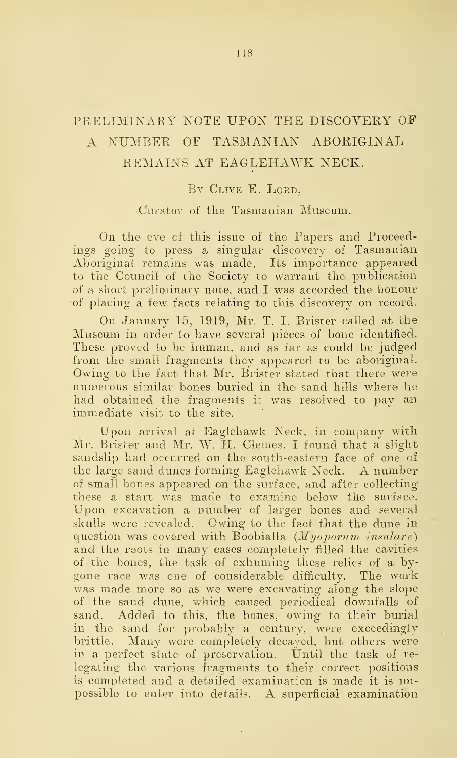# PRELIMINARY NOTE UPON THE DISCOVERY OF A NUMBER OF TASMANIAN ABORIGINAL REMAINS AT EAGLEHAWK NECK.

By Clive E. Lord,

Curator of the Tasmanian Museum.

On the eve of this issue of the Papers and Proceedings going to press a singular discovery of Tasmanian Aboriginal remains was made. Its importance appeared to the Council of the Society to warrant the publication of a short preliminary note, and I was accorded the honour of placing a few facts relating to this discovery on record.

On January 15, 1919, Mr. T. I. Brister called at the Museum in order to have several pieces of bone identified. These proved to be human, and as far as could be judged from the small fragments they appeared to be aboriginal. Owing to the fact that Mr. Brister stated that there were numerous similar bones buried in the sand hills where he had obtained the fragments it was resolved to pay an immediate visit to the site.

Upon arrival at Eaglehawk Neck, in company with Mr. Brister and Mr. W. H. Clemes, I found that a slight sandslip had occurred on the south-eastern face of one of the large sand dunes forming Eaglehawk Neck. A number of small bones appeared on the surface, and after collecting these a start was made to examine below the surface. Upon excavation a number of larger bones and several skulls were revealed. Owing to the fact that the dune in question was covered with Boobialla (*Myoporum insulare*) and the roots in many cases completely filled the cavities of the bones, the task of exhuming these relics of a bygone race was one of considerable difficulty. The work was made more so as we were excavating along the slope of the sand dune, which caused periodical downfalls of sand. Added to this, the bones, owing to their burial in the sand for probably a century, were exceedingly brittle. Many were completely decayed, but others were in a perfect state of preservation. Until the task of relegating the various fragments to their correct positions is completed and a detailed examination is made it is impossible to enter into details. A superficial examination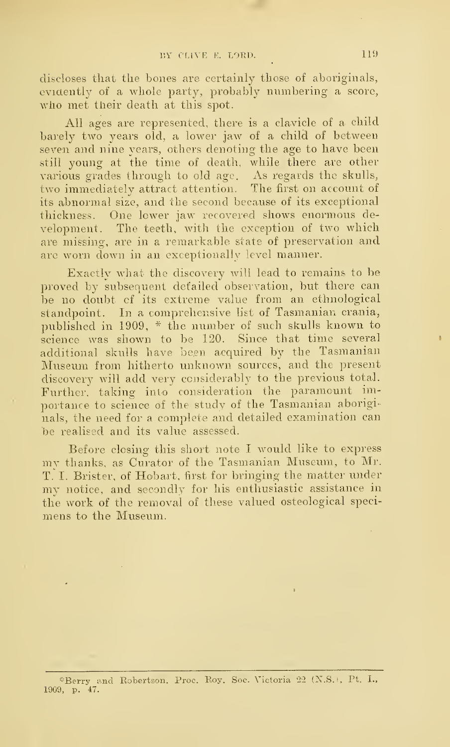discloses that the bones are certainly those of aboriginals, evidently of a whole party, probably numbering a score, who met their death at this spot.

All ages are represented, there is a clavicle of a child barely two years old, a lower jaw of a child of between seven and nine years, others denoting the age to have been still young at the time of death, while there are other various grades through to old age. As regards the skulls, two immediately attract attention. The first on account of its abnormal size, and the second because of its exceptional thickness. One lower jaw recovered shows enormous development. The teeth, with the exception of two which are missing, are in a remarkable state of preservation and are worn down in an exceptionally level manner.

Exactly what the discovery will lead to remains to be proved by subsequent detailed observation, but there can be no doubt of its extreme value from an ethnological standpoint. In a comprehensive list of Tasmanian crania, published in 1909, * the number of such skulls known to science was shown to be 120. Since that time several additional skulls have been acquired by the Tasmanian Museum from hitherto unknown sources, and the present discovery will add very considerably to the previous total. Further, taking into consideration the paramount importance to science of the study of the Tasmanian aboriginals, the need for a complete and detailed examination can be realised and its value assessed.

Before closing this short note I would like to express my thanks, as Curator of the Tasmanian Museum, to Mr. T. I. Brister, of Hobart, first for bringing the matter under my notice, and secondly for his enthusiastic assistance in the work of the removal of these valued osteological specimens to the Museum.

*Berry and Robertson. Proc. Roy. Soc. Victoria 22 (N.S.), Pt. I., 1909, p. 47.